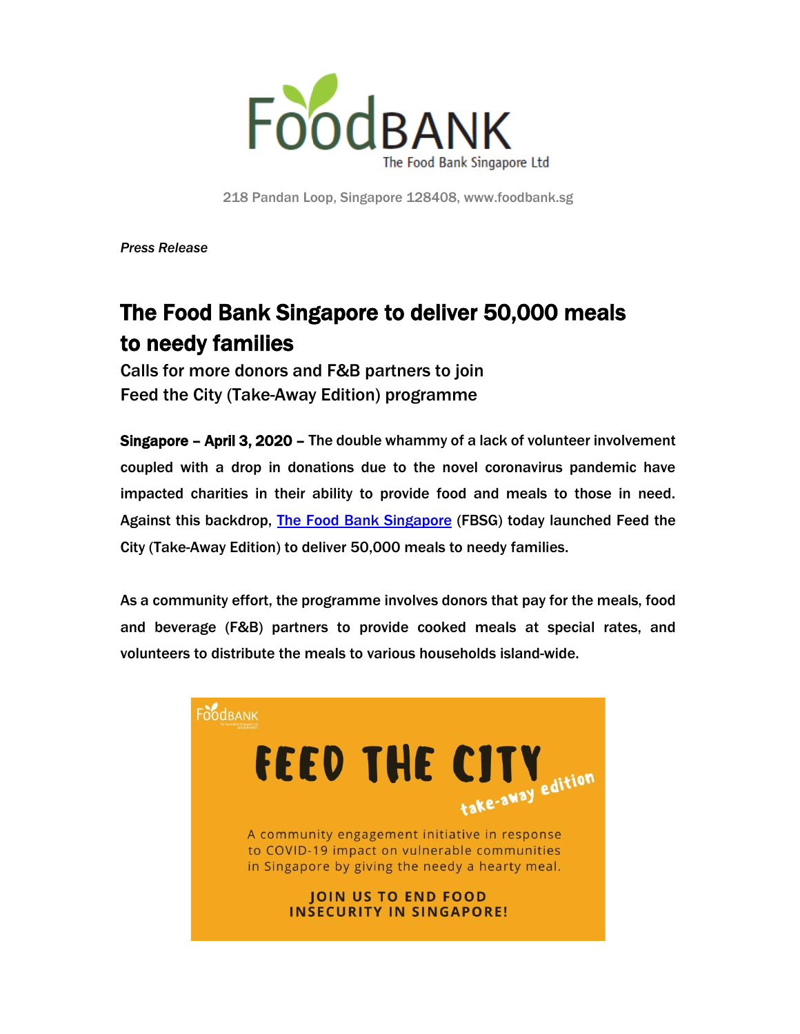218 Pandan Loop, Singapore 128408, www.foodbank.sg

*Press Release*

# The Food Bank Singapore to deliver 50,000 meals to needy families

## Calls for more donors and F&B partners to join Feed the City (Take-Away Edition) programme

**Singapore – April 3, 2020 –** The double whammy of a lack of volunteer involvement coupled with a drop in donations due to the novel coronavirus pandemic have impacted charities in their ability to provide food and meals to those in need. Against this backdrop, The Food Bank Singapore (FBSG) today launched Feed the City (Take-Away Edition) to deliver 50,000 meals to needy families.

As a community effort, the programme involves donors that pay for the meals, food and beverage (F&B) partners to provide cooked meals at special rates, and volunteers to distribute the meals to various households island-wide.

FEED THE CITY take-away edition

A community engagement initiative in response to COVID-19 impact on vulnerable communities in Singapore by giving the needy a hearty meal.

JOIN US TO END FOOD INSECURITY IN SINGAPORE!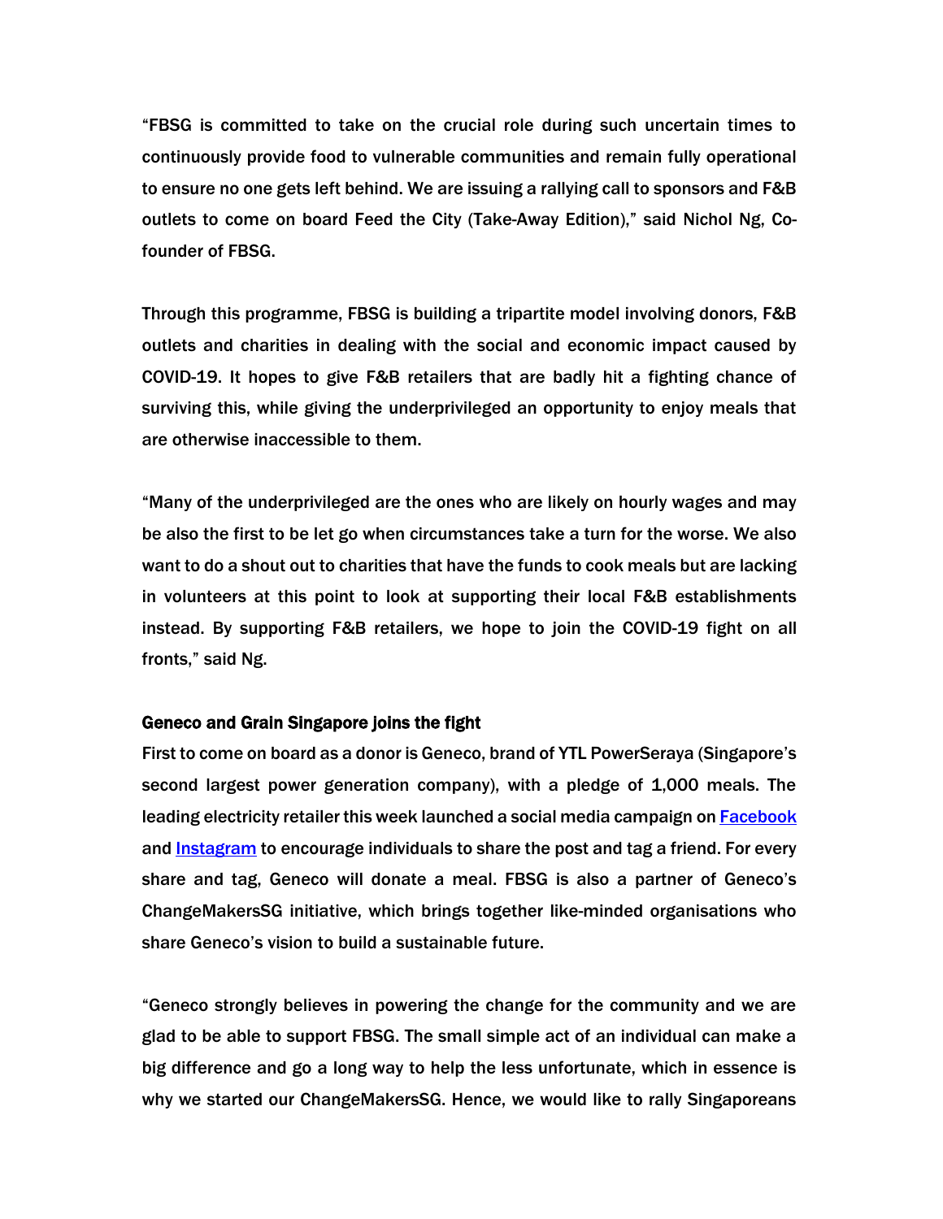"FBSG is committed to take on the crucial role during such uncertain times to continuously provide food to vulnerable communities and remain fully operational to ensure no one gets left behind. We are issuing a rallying call to sponsors and F&B outlets to come on board Feed the City (Take-Away Edition)," said Nichol Ng, Co-founder of FBSG.

Through this programme, FBSG is building a tripartite model involving donors, F&B outlets and charities in dealing with the social and economic impact caused by COVID-19. It hopes to give F&B retailers that are badly hit a fighting chance of surviving this, while giving the underprivileged an opportunity to enjoy meals that are otherwise inaccessible to them.

"Many of the underprivileged are the ones who are likely on hourly wages and may be also the first to be let go when circumstances take a turn for the worse. We also want to do a shout out to charities that have the funds to cook meals but are lacking in volunteers at this point to look at supporting their local F&B establishments instead. By supporting F&B retailers, we hope to join the COVID-19 fight on all fronts," said Ng.

**Geneco and Grain Singapore joins the fight**

First to come on board as a donor is Geneco, brand of YTL PowerSeraya (Singapore's second largest power generation company), with a pledge of 1,000 meals. The leading electricity retailer this week launched a social media campaign on Facebook and Instagram to encourage individuals to share the post and tag a friend. For every share and tag, Geneco will donate a meal. FBSG is also a partner of Geneco's ChangeMakersSG initiative, which brings together like-minded organisations who share Geneco's vision to build a sustainable future.

"Geneco strongly believes in powering the change for the community and we are glad to be able to support FBSG. The small simple act of an individual can make a big difference and go a long way to help the less unfortunate, which in essence is why we started our ChangeMakersSG. Hence, we would like to rally Singaporeans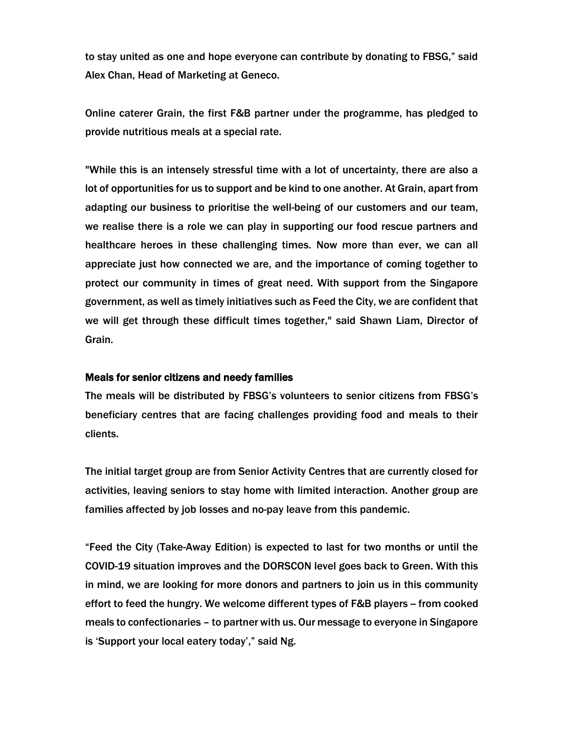to stay united as one and hope everyone can contribute by donating to FBSG," said Alex Chan, Head of Marketing at Geneco.

Online caterer Grain, the first F&B partner under the programme, has pledged to provide nutritious meals at a special rate.

"While this is an intensely stressful time with a lot of uncertainty, there are also a lot of opportunities for us to support and be kind to one another. At Grain, apart from adapting our business to prioritise the well-being of our customers and our team, we realise there is a role we can play in supporting our food rescue partners and healthcare heroes in these challenging times. Now more than ever, we can all appreciate just how connected we are, and the importance of coming together to protect our community in times of great need. With support from the Singapore government, as well as timely initiatives such as Feed the City, we are confident that we will get through these difficult times together," said Shawn Liam, Director of Grain.

**Meals for senior citizens and needy families**

The meals will be distributed by FBSG's volunteers to senior citizens from FBSG's beneficiary centres that are facing challenges providing food and meals to their clients.

The initial target group are from Senior Activity Centres that are currently closed for activities, leaving seniors to stay home with limited interaction. Another group are families affected by job losses and no-pay leave from this pandemic.

"Feed the City (Take-Away Edition) is expected to last for two months or until the COVID-19 situation improves and the DORSCON level goes back to Green. With this in mind, we are looking for more donors and partners to join us in this community effort to feed the hungry. We welcome different types of F&B players – from cooked meals to confectionaries – to partner with us. Our message to everyone in Singapore is 'Support your local eatery today'," said Ng.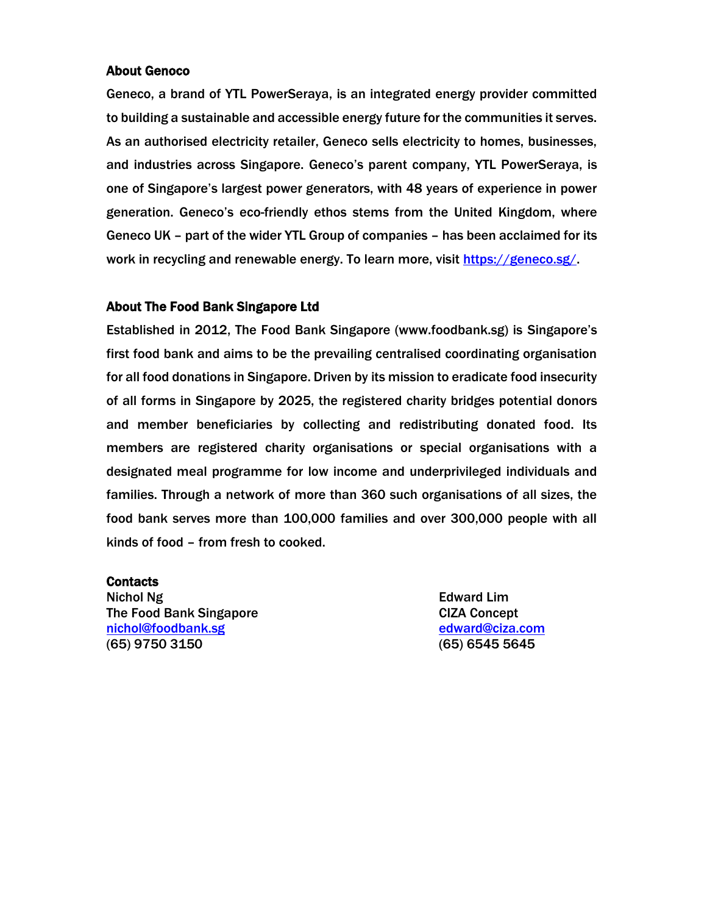**About Genoco**

Geneco, a brand of YTL PowerSeraya, is an integrated energy provider committed to building a sustainable and accessible energy future for the communities it serves. As an authorised electricity retailer, Geneco sells electricity to homes, businesses, and industries across Singapore. Geneco's parent company, YTL PowerSeraya, is one of Singapore's largest power generators, with 48 years of experience in power generation. Geneco's eco-friendly ethos stems from the United Kingdom, where Geneco UK – part of the wider YTL Group of companies – has been acclaimed for its work in recycling and renewable energy. To learn more, visit [https://geneco.sg/](https://geneco.sg/).

**About The Food Bank Singapore Ltd**

Established in 2012, The Food Bank Singapore (www.foodbank.sg) is Singapore's first food bank and aims to be the prevailing centralised coordinating organisation for all food donations in Singapore. Driven by its mission to eradicate food insecurity of all forms in Singapore by 2025, the registered charity bridges potential donors and member beneficiaries by collecting and redistributing donated food. Its members are registered charity organisations or special organisations with a designated meal programme for low income and underprivileged individuals and families. Through a network of more than 360 such organisations of all sizes, the food bank serves more than 100,000 families and over 300,000 people with all kinds of food – from fresh to cooked.

**Contacts**

Nichol Ng
The Food Bank Singapore
[nichol@foodbank.sg](mailto:nichol@foodbank.sg)
(65) 9750 3150

Edward Lim
CIZA Concept
[edward@ciza.com](mailto:edward@ciza.com)
(65) 6545 5645